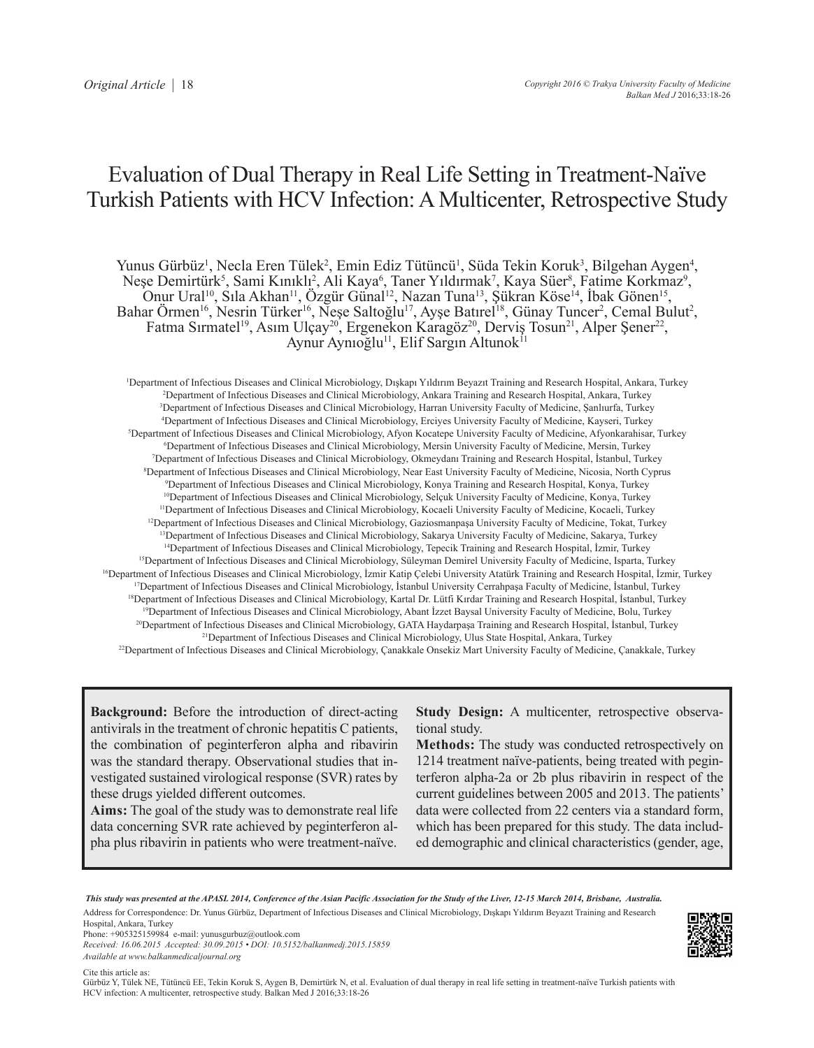Original Article

# Evaluation of Dual Therapy in Real Life Setting in Treatment-Naïve Turkish Patients with HCV Infection: A Multicenter, Retrospective Study

Yunus Gürbüz[1], Necla Eren Tülek[2], Emin Ediz Tütüncü[1], Süda Tekin Koruk[3], Bilgehan Aygen[4], Neşe Demirtürk[5], Sami Kınıklı[2], Ali Kaya[6], Taner Yıldırmak[7], Kaya Süer[8], Fatime Korkmaz[9], Onur Ural[10], Sıla Akhan[11], Özgür Günal[12], Nazan Tuna[13], Şükran Köse[14], İbak Gönen[15], Bahar Örmen[16], Nesrin Türker[16], Neşe Saltoğlu[17], Ayşe Batırel[18], Günay Tuncer[2], Cemal Bulut[2], Fatma Sırmatel[19], Asım Ulçay[20], Ergenekon Karagöz[20], Derviş Tosun[21], Alper Şener[22], Aynur Aynıoğlu[11], Elif Sargın Altunok[11]

[1]Department of Infectious Diseases and Clinical Microbiology, Dışkapı Yıldırım Beyazıt Training and Research Hospital, Ankara, Turkey
[2]Department of Infectious Diseases and Clinical Microbiology, Ankara Training and Research Hospital, Ankara, Turkey
[3]Department of Infectious Diseases and Clinical Microbiology, Harran University Faculty of Medicine, Şanlıurfa, Turkey
[4]Department of Infectious Diseases and Clinical Microbiology, Erciyes University Faculty of Medicine, Kayseri, Turkey
[5]Department of Infectious Diseases and Clinical Microbiology, Afyon Kocatepe University Faculty of Medicine, Afyonkarahisar, Turkey
[6]Department of Infectious Diseases and Clinical Microbiology, Mersin University Faculty of Medicine, Mersin, Turkey
[7]Department of Infectious Diseases and Clinical Microbiology, Okmeydanı Training and Research Hospital, İstanbul, Turkey
[8]Department of Infectious Diseases and Clinical Microbiology, Near East University Faculty of Medicine, Nicosia, North Cyprus
[9]Department of Infectious Diseases and Clinical Microbiology, Konya Training and Research Hospital, Konya, Turkey
[10]Department of Infectious Diseases and Clinical Microbiology, Selçuk University Faculty of Medicine, Konya, Turkey
[11]Department of Infectious Diseases and Clinical Microbiology, Kocaeli University Faculty of Medicine, Kocaeli, Turkey
[12]Department of Infectious Diseases and Clinical Microbiology, Gaziosmanpaşa University Faculty of Medicine, Tokat, Turkey
[13]Department of Infectious Diseases and Clinical Microbiology, Sakarya University Faculty of Medicine, Sakarya, Turkey
[14]Department of Infectious Diseases and Clinical Microbiology, Tepecik Training and Research Hospital, İzmir, Turkey
[15]Department of Infectious Diseases and Clinical Microbiology, Süleyman Demirel University Faculty of Medicine, Isparta, Turkey
[16]Department of Infectious Diseases and Clinical Microbiology, İzmir Katip Çelebi University Atatürk Training and Research Hospital, İzmir, Turkey
[17]Department of Infectious Diseases and Clinical Microbiology, İstanbul University Cerrahpaşa Faculty of Medicine, İstanbul, Turkey
[18]Department of Infectious Diseases and Clinical Microbiology, Kartal Dr. Lütfi Kırdar Training and Research Hospital, İstanbul, Turkey
[19]Department of Infectious Diseases and Clinical Microbiology, Abant İzzet Baysal University Faculty of Medicine, Bolu, Turkey
[20]Department of Infectious Diseases and Clinical Microbiology, GATA Haydarpaşa Training and Research Hospital, İstanbul, Turkey
[21]Department of Infectious Diseases and Clinical Microbiology, Ulus State Hospital, Ankara, Turkey
[22]Department of Infectious Diseases and Clinical Microbiology, Çanakkale Onsekiz Mart University Faculty of Medicine, Çanakkale, Turkey

**Background:** Before the introduction of direct-acting antivirals in the treatment of chronic hepatitis C patients, the combination of peginterferon alpha and ribavirin was the standard therapy. Observational studies that investigated sustained virological response (SVR) rates by these drugs yielded different outcomes.

**Aims:** The goal of the study was to demonstrate real life data concerning SVR rate achieved by peginterferon alpha plus ribavirin in patients who were treatment-naïve.

**Study Design:** A multicenter, retrospective observational study.

**Methods:** The study was conducted retrospectively on 1214 treatment naïve-patients, being treated with peginterferon alpha-2a or 2b plus ribavirin in respect of the current guidelines between 2005 and 2013. The patients' data were collected from 22 centers via a standard form, which has been prepared for this study. The data included demographic and clinical characteristics (gender, age,

***This study was presented at the APASL 2014, Conference of the Asian Pacific Association for the Study of the Liver, 12-15 March 2014, Brisbane, Australia.***

Address for Correspondence: Dr. Yunus Gürbüz, Department of Infectious Diseases and Clinical Microbiology, Dışkapı Yıldırım Beyazıt Training and Research Hospital, Ankara, Turkey
Phone: +905325159984 e-mail: yunusgurbuz@outlook.com
*Received: 16.06.2015 Accepted: 30.09.2015 • DOI: 10.5152/balkanmedj.2015.15859*
*Available at www.balkanmedicaljournal.org*

Cite this article as:
Gürbüz Y, Tülek NE, Tütüncü EE, Tekin Koruk S, Aygen B, Demirtürk N, et al. Evaluation of dual therapy in real life setting in treatment-naïve Turkish patients with HCV infection: A multicenter, retrospective study. Balkan Med J 2016;33:18-26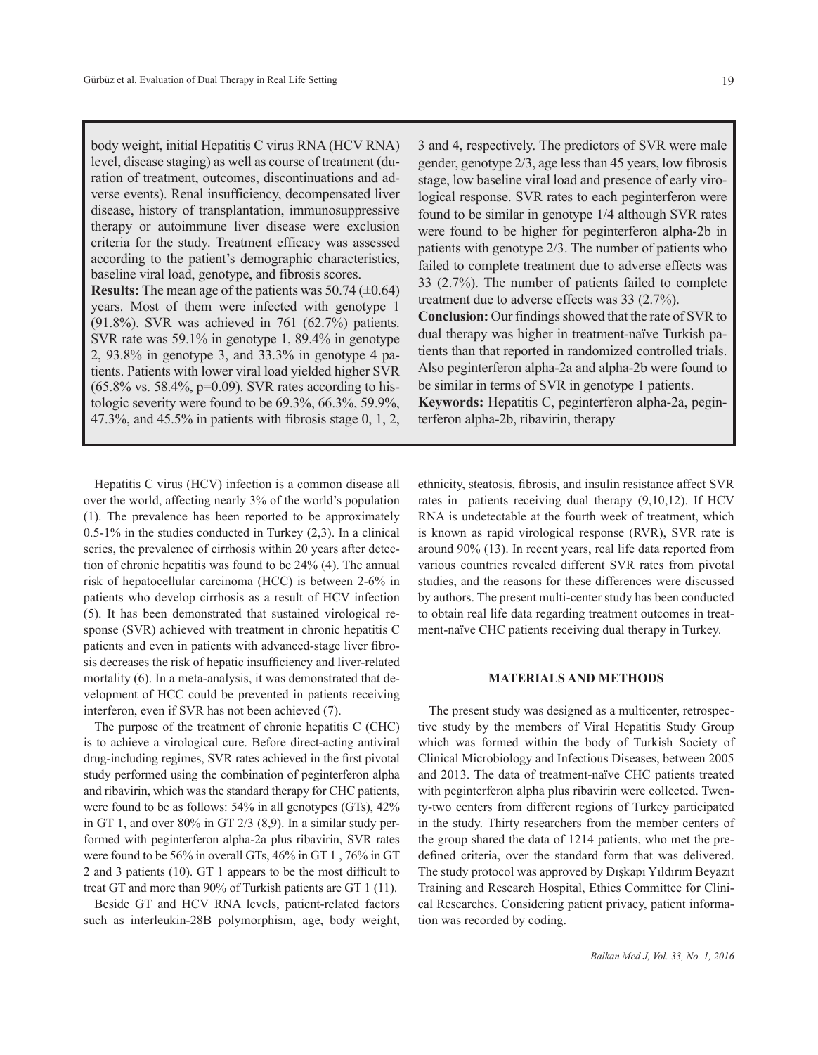body weight, initial Hepatitis C virus RNA (HCV RNA) level, disease staging) as well as course of treatment (duration of treatment, outcomes, discontinuations and adverse events). Renal insufficiency, decompensated liver disease, history of transplantation, immunosuppressive therapy or autoimmune liver disease were exclusion criteria for the study. Treatment efficacy was assessed according to the patient's demographic characteristics, baseline viral load, genotype, and fibrosis scores.

**Results:** The mean age of the patients was 50.74 (±0.64) years. Most of them were infected with genotype 1 (91.8%). SVR was achieved in 761 (62.7%) patients. SVR rate was 59.1% in genotype 1, 89.4% in genotype 2, 93.8% in genotype 3, and 33.3% in genotype 4 patients. Patients with lower viral load yielded higher SVR (65.8% vs. 58.4%, p=0.09). SVR rates according to histologic severity were found to be 69.3%, 66.3%, 59.9%, 47.3%, and 45.5% in patients with fibrosis stage 0, 1, 2, 3 and 4, respectively. The predictors of SVR were male gender, genotype 2/3, age less than 45 years, low fibrosis stage, low baseline viral load and presence of early virological response. SVR rates to each peginterferon were found to be similar in genotype 1/4 although SVR rates were found to be higher for peginterferon alpha-2b in patients with genotype 2/3. The number of patients who failed to complete treatment due to adverse effects was 33 (2.7%). The number of patients failed to complete treatment due to adverse effects was 33 (2.7%).

**Conclusion:** Our findings showed that the rate of SVR to dual therapy was higher in treatment-naïve Turkish patients than that reported in randomized controlled trials. Also peginterferon alpha-2a and alpha-2b were found to be similar in terms of SVR in genotype 1 patients.

**Keywords:** Hepatitis C, peginterferon alpha-2a, peginterferon alpha-2b, ribavirin, therapy

Hepatitis C virus (HCV) infection is a common disease all over the world, affecting nearly 3% of the world's population (1). The prevalence has been reported to be approximately 0.5-1% in the studies conducted in Turkey (2,3). In a clinical series, the prevalence of cirrhosis within 20 years after detection of chronic hepatitis was found to be 24% (4). The annual risk of hepatocellular carcinoma (HCC) is between 2-6% in patients who develop cirrhosis as a result of HCV infection (5). It has been demonstrated that sustained virological response (SVR) achieved with treatment in chronic hepatitis C patients and even in patients with advanced-stage liver fibrosis decreases the risk of hepatic insufficiency and liver-related mortality (6). In a meta-analysis, it was demonstrated that development of HCC could be prevented in patients receiving interferon, even if SVR has not been achieved (7).

The purpose of the treatment of chronic hepatitis C (CHC) is to achieve a virological cure. Before direct-acting antiviral drug-including regimes, SVR rates achieved in the first pivotal study performed using the combination of peginterferon alpha and ribavirin, which was the standard therapy for CHC patients, were found to be as follows: 54% in all genotypes (GTs), 42% in GT 1, and over 80% in GT 2/3 (8,9). In a similar study performed with peginterferon alpha-2a plus ribavirin, SVR rates were found to be 56% in overall GTs, 46% in GT 1 , 76% in GT 2 and 3 patients (10). GT 1 appears to be the most difficult to treat GT and more than 90% of Turkish patients are GT 1 (11).

Beside GT and HCV RNA levels, patient-related factors such as interleukin-28B polymorphism, age, body weight, ethnicity, steatosis, fibrosis, and insulin resistance affect SVR rates in patients receiving dual therapy (9,10,12). If HCV RNA is undetectable at the fourth week of treatment, which is known as rapid virological response (RVR), SVR rate is around 90% (13). In recent years, real life data reported from various countries revealed different SVR rates from pivotal studies, and the reasons for these differences were discussed by authors. The present multi-center study has been conducted to obtain real life data regarding treatment outcomes in treatment-naïve CHC patients receiving dual therapy in Turkey.

## MATERIALS AND METHODS

The present study was designed as a multicenter, retrospective study by the members of Viral Hepatitis Study Group which was formed within the body of Turkish Society of Clinical Microbiology and Infectious Diseases, between 2005 and 2013. The data of treatment-naïve CHC patients treated with peginterferon alpha plus ribavirin were collected. Twenty-two centers from different regions of Turkey participated in the study. Thirty researchers from the member centers of the group shared the data of 1214 patients, who met the predefined criteria, over the standard form that was delivered. The study protocol was approved by Dışkapı Yıldırım Beyazıt Training and Research Hospital, Ethics Committee for Clinical Researches. Considering patient privacy, patient information was recorded by coding.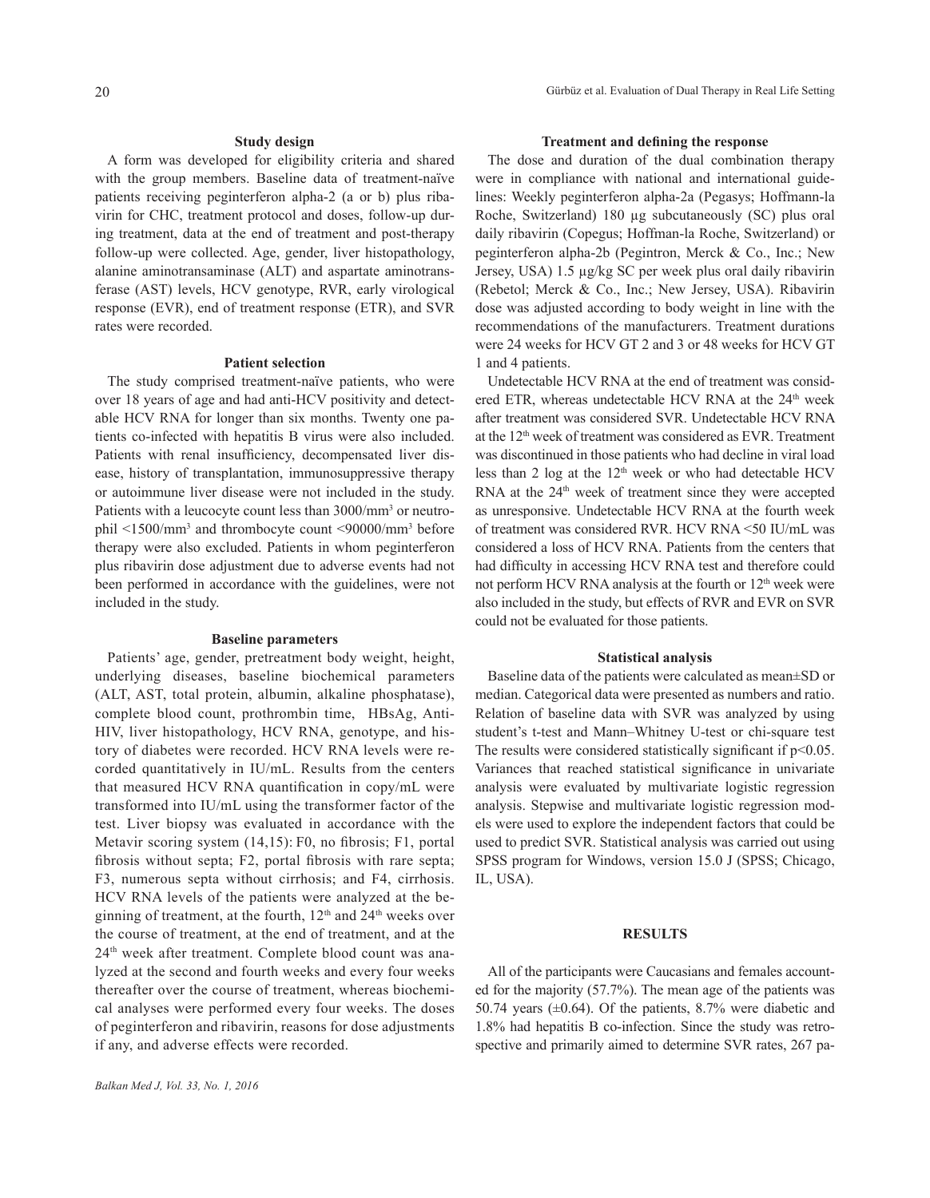### Study design

A form was developed for eligibility criteria and shared with the group members. Baseline data of treatment-naïve patients receiving peginterferon alpha-2 (a or b) plus ribavirin for CHC, treatment protocol and doses, follow-up during treatment, data at the end of treatment and post-therapy follow-up were collected. Age, gender, liver histopathology, alanine aminotransaminase (ALT) and aspartate aminotransferase (AST) levels, HCV genotype, RVR, early virological response (EVR), end of treatment response (ETR), and SVR rates were recorded.

### Patient selection

The study comprised treatment-naïve patients, who were over 18 years of age and had anti-HCV positivity and detectable HCV RNA for longer than six months. Twenty one patients co-infected with hepatitis B virus were also included. Patients with renal insufficiency, decompensated liver disease, history of transplantation, immunosuppressive therapy or autoimmune liver disease were not included in the study. Patients with a leucocyte count less than 3000/mm$^3$ or neutrophil <1500/mm$^3$ and thrombocyte count <90000/mm$^3$ before therapy were also excluded. Patients in whom peginterferon plus ribavirin dose adjustment due to adverse events had not been performed in accordance with the guidelines, were not included in the study.

### Baseline parameters

Patients' age, gender, pretreatment body weight, height, underlying diseases, baseline biochemical parameters (ALT, AST, total protein, albumin, alkaline phosphatase), complete blood count, prothrombin time, HBsAg, Anti-HIV, liver histopathology, HCV RNA, genotype, and history of diabetes were recorded. HCV RNA levels were recorded quantitatively in IU/mL. Results from the centers that measured HCV RNA quantification in copy/mL were transformed into IU/mL using the transformer factor of the test. Liver biopsy was evaluated in accordance with the Metavir scoring system (14,15): F0, no fibrosis; F1, portal fibrosis without septa; F2, portal fibrosis with rare septa; F3, numerous septa without cirrhosis; and F4, cirrhosis. HCV RNA levels of the patients were analyzed at the beginning of treatment, at the fourth, 12$^{th}$ and 24$^{th}$ weeks over the course of treatment, at the end of treatment, and at the 24$^{th}$ week after treatment. Complete blood count was analyzed at the second and fourth weeks and every four weeks thereafter over the course of treatment, whereas biochemical analyses were performed every four weeks. The doses of peginterferon and ribavirin, reasons for dose adjustments if any, and adverse effects were recorded.

### Treatment and defining the response

The dose and duration of the dual combination therapy were in compliance with national and international guidelines: Weekly peginterferon alpha-2a (Pegasys; Hoffmann-la Roche, Switzerland) 180 µg subcutaneously (SC) plus oral daily ribavirin (Copegus; Hoffman-la Roche, Switzerland) or peginterferon alpha-2b (Pegintron, Merck & Co., Inc.; New Jersey, USA) 1.5 µg/kg SC per week plus oral daily ribavirin (Rebetol; Merck & Co., Inc.; New Jersey, USA). Ribavirin dose was adjusted according to body weight in line with the recommendations of the manufacturers. Treatment durations were 24 weeks for HCV GT 2 and 3 or 48 weeks for HCV GT 1 and 4 patients.

Undetectable HCV RNA at the end of treatment was considered ETR, whereas undetectable HCV RNA at the 24$^{th}$ week after treatment was considered SVR. Undetectable HCV RNA at the 12$^{th}$ week of treatment was considered as EVR. Treatment was discontinued in those patients who had decline in viral load less than 2 log at the 12$^{th}$ week or who had detectable HCV RNA at the 24$^{th}$ week of treatment since they were accepted as unresponsive. Undetectable HCV RNA at the fourth week of treatment was considered RVR. HCV RNA <50 IU/mL was considered a loss of HCV RNA. Patients from the centers that had difficulty in accessing HCV RNA test and therefore could not perform HCV RNA analysis at the fourth or 12$^{th}$ week were also included in the study, but effects of RVR and EVR on SVR could not be evaluated for those patients.

### Statistical analysis

Baseline data of the patients were calculated as mean±SD or median. Categorical data were presented as numbers and ratio. Relation of baseline data with SVR was analyzed by using student's t-test and Mann–Whitney U-test or chi-square test The results were considered statistically significant if $p<0.05$. Variances that reached statistical significance in univariate analysis were evaluated by multivariate logistic regression analysis. Stepwise and multivariate logistic regression models were used to explore the independent factors that could be used to predict SVR. Statistical analysis was carried out using SPSS program for Windows, version 15.0 J (SPSS; Chicago, IL, USA).

## RESULTS

All of the participants were Caucasians and females accounted for the majority (57.7%). The mean age of the patients was 50.74 years (±0.64). Of the patients, 8.7% were diabetic and 1.8% had hepatitis B co-infection. Since the study was retrospective and primarily aimed to determine SVR rates, 267 pa-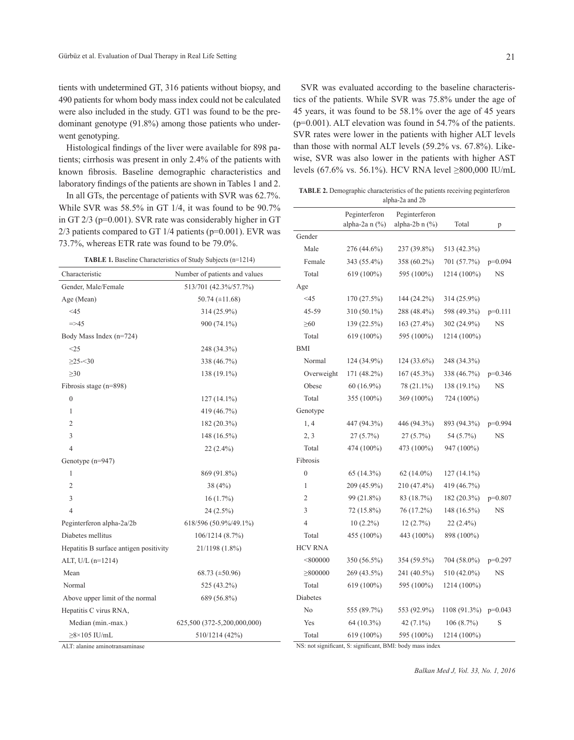tients with undetermined GT, 316 patients without biopsy, and 490 patients for whom body mass index could not be calculated were also included in the study. GT1 was found to be the predominant genotype (91.8%) among those patients who underwent genotyping.

Histological findings of the liver were available for 898 patients; cirrhosis was present in only 2.4% of the patients with known fibrosis. Baseline demographic characteristics and laboratory findings of the patients are shown in Tables 1 and 2.

In all GTs, the percentage of patients with SVR was 62.7%. While SVR was 58.5% in GT 1/4, it was found to be 90.7% in GT 2/3 (p=0.001). SVR rate was considerably higher in GT 2/3 patients compared to GT 1/4 patients (p=0.001). EVR was 73.7%, whereas ETR rate was found to be 79.0%.

**TABLE 1.** Baseline Characteristics of Study Subjects (n=1214)

| Characteristic | Number of patients and values |
|---|---|
| Gender, Male/Female | 513/701 (42.3%/57.7%) |
| Age (Mean) | 50.74 (±11.68) |
| <45 | 314 (25.9%) |
| =>45 | 900 (74.1%) |
| Body Mass Index (n=724) | |
| <25 | 248 (34.3%) |
| ≥25-<30 | 338 (46.7%) |
| ≥30 | 138 (19.1%) |
| Fibrosis stage (n=898) | |
| 0 | 127 (14.1%) |
| 1 | 419 (46.7%) |
| 2 | 182 (20.3%) |
| 3 | 148 (16.5%) |
| 4 | 22 (2.4%) |
| Genotype (n=947) | |
| 1 | 869 (91.8%) |
| 2 | 38 (4%) |
| 3 | 16 (1.7%) |
| 4 | 24 (2.5%) |
| Peginterferon alpha-2a/2b | 618/596 (50.9%/49.1%) |
| Diabetes mellitus | 106/1214 (8.7%) |
| Hepatitis B surface antigen positivity | 21/1198 (1.8%) |
| ALT, U/L (n=1214) | |
| Mean | 68.73 (±50.96) |
| Normal | 525 (43.2%) |
| Above upper limit of the normal | 689 (56.8%) |
| Hepatitis C virus RNA, | |
| Median (min.-max.) | 625,500 (372-5,200,000,000) |
| ≥8×105 IU/mL | 510/1214 (42%) |

ALT: alanine aminotransaminase

SVR was evaluated according to the baseline characteristics of the patients. While SVR was 75.8% under the age of 45 years, it was found to be 58.1% over the age of 45 years (p=0.001). ALT elevation was found in 54.7% of the patients. SVR rates were lower in the patients with higher ALT levels than those with normal ALT levels (59.2% vs. 67.8%). Likewise, SVR was also lower in the patients with higher AST levels (67.6% vs. 56.1%). HCV RNA level ≥800,000 IU/mL

**TABLE 2.** Demographic characteristics of the patients receiving peginterferon alpha-2a and 2b

| | Peginterferon alpha-2a n (%) | Peginterferon alpha-2b n (%) | Total | p |
|---|---|---|---|---|
| Gender | | | | |
| Male | 276 (44.6%) | 237 (39.8%) | 513 (42.3%) | |
| Female | 343 (55.4%) | 358 (60.2%) | 701 (57.7%) | p=0.094 |
| Total | 619 (100%) | 595 (100%) | 1214 (100%) | NS |
| Age | | | | |
| <45 | 170 (27.5%) | 144 (24.2%) | 314 (25.9%) | |
| 45-59 | 310 (50.1%) | 288 (48.4%) | 598 (49.3%) | p=0.111 |
| ≥60 | 139 (22.5%) | 163 (27.4%) | 302 (24.9%) | NS |
| Total | 619 (100%) | 595 (100%) | 1214 (100%) | |
| BMI | | | | |
| Normal | 124 (34.9%) | 124 (33.6%) | 248 (34.3%) | |
| Overweight | 171 (48.2%) | 167 (45.3%) | 338 (46.7%) | p=0.346 |
| Obese | 60 (16.9%) | 78 (21.1%) | 138 (19.1%) | NS |
| Total | 355 (100%) | 369 (100%) | 724 (100%) | |
| Genotype | | | | |
| 1, 4 | 447 (94.3%) | 446 (94.3%) | 893 (94.3%) | p=0.994 |
| 2, 3 | 27 (5.7%) | 27 (5.7%) | 54 (5.7%) | NS |
| Total | 474 (100%) | 473 (100%) | 947 (100%) | |
| Fibrosis | | | | |
| 0 | 65 (14.3%) | 62 (14.0%) | 127 (14.1%) | |
| 1 | 209 (45.9%) | 210 (47.4%) | 419 (46.7%) | |
| 2 | 99 (21.8%) | 83 (18.7%) | 182 (20.3%) | p=0.807 |
| 3 | 72 (15.8%) | 76 (17.2%) | 148 (16.5%) | NS |
| 4 | 10 (2.2%) | 12 (2.7%) | 22 (2.4%) | |
| Total | 455 (100%) | 443 (100%) | 898 (100%) | |
| HCV RNA | | | | |
| <800000 | 350 (56.5%) | 354 (59.5%) | 704 (58.0%) | p=0.297 |
| ≥800000 | 269 (43.5%) | 241 (40.5%) | 510 (42.0%) | NS |
| Total | 619 (100%) | 595 (100%) | 1214 (100%) | |
| Diabetes | | | | |
| No | 555 (89.7%) | 553 (92.9%) | 1108 (91.3%) | p=0.043 |
| Yes | 64 (10.3%) | 42 (7.1%) | 106 (8.7%) | S |
| Total | 619 (100%) | 595 (100%) | 1214 (100%) | |

NS: not significant, S: significant, BMI: body mass index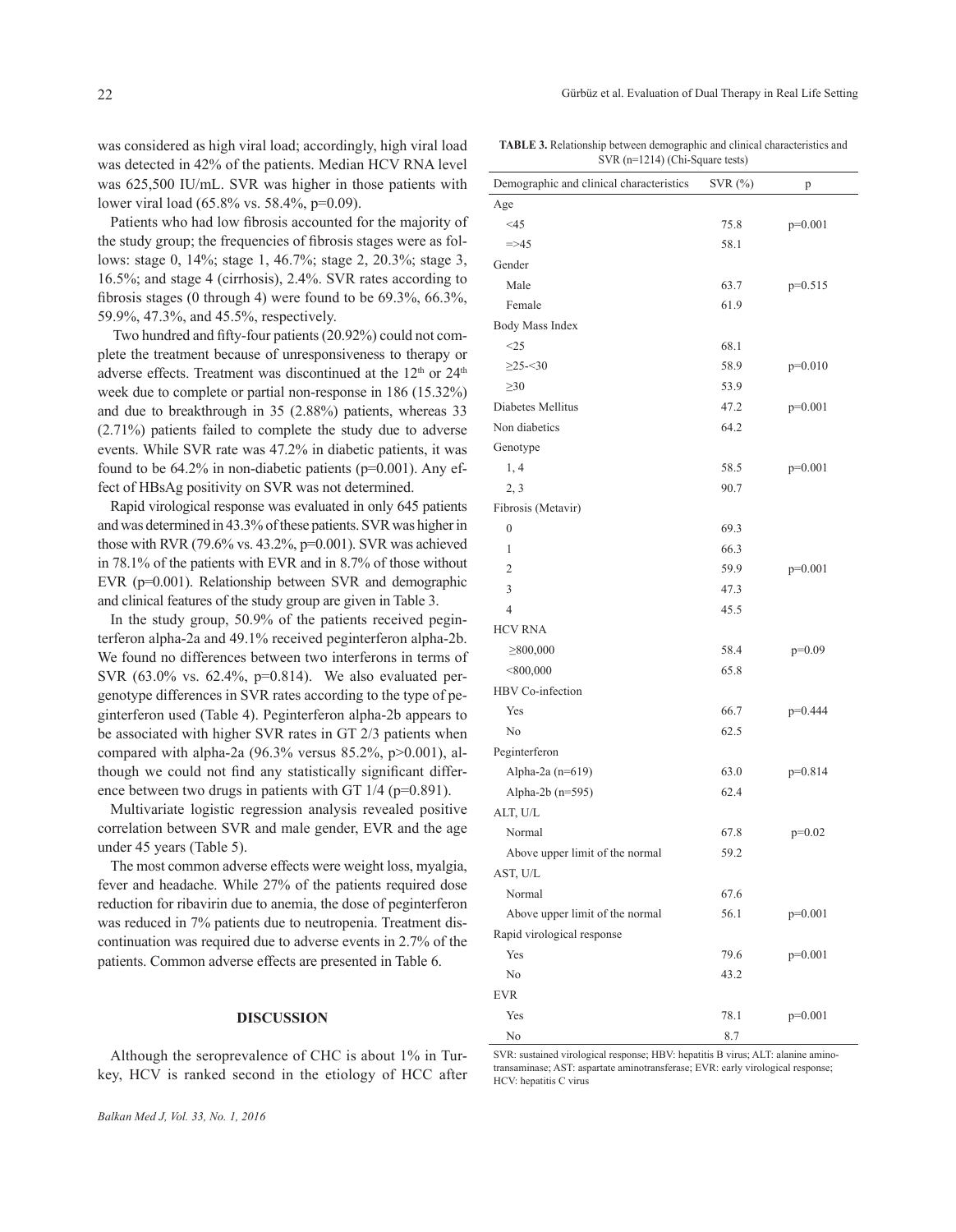was considered as high viral load; accordingly, high viral load was detected in 42% of the patients. Median HCV RNA level was 625,500 IU/mL. SVR was higher in those patients with lower viral load (65.8% vs. 58.4%, p=0.09).

Patients who had low fibrosis accounted for the majority of the study group; the frequencies of fibrosis stages were as follows: stage 0, 14%; stage 1, 46.7%; stage 2, 20.3%; stage 3, 16.5%; and stage 4 (cirrhosis), 2.4%. SVR rates according to fibrosis stages (0 through 4) were found to be 69.3%, 66.3%, 59.9%, 47.3%, and 45.5%, respectively.

Two hundred and fifty-four patients (20.92%) could not complete the treatment because of unresponsiveness to therapy or adverse effects. Treatment was discontinued at the 12th or 24th week due to complete or partial non-response in 186 (15.32%) and due to breakthrough in 35 (2.88%) patients, whereas 33 (2.71%) patients failed to complete the study due to adverse events. While SVR rate was 47.2% in diabetic patients, it was found to be 64.2% in non-diabetic patients (p=0.001). Any effect of HBsAg positivity on SVR was not determined.

Rapid virological response was evaluated in only 645 patients and was determined in 43.3% of these patients. SVR was higher in those with RVR (79.6% vs. 43.2%, p=0.001). SVR was achieved in 78.1% of the patients with EVR and in 8.7% of those without EVR (p=0.001). Relationship between SVR and demographic and clinical features of the study group are given in Table 3.

In the study group, 50.9% of the patients received peginterferon alpha-2a and 49.1% received peginterferon alpha-2b. We found no differences between two interferons in terms of SVR (63.0% vs. 62.4%, p=0.814). We also evaluated per-genotype differences in SVR rates according to the type of peginterferon used (Table 4). Peginterferon alpha-2b appears to be associated with higher SVR rates in GT 2/3 patients when compared with alpha-2a (96.3% versus 85.2%, p>0.001), although we could not find any statistically significant difference between two drugs in patients with GT 1/4 (p=0.891).

Multivariate logistic regression analysis revealed positive correlation between SVR and male gender, EVR and the age under 45 years (Table 5).

The most common adverse effects were weight loss, myalgia, fever and headache. While 27% of the patients required dose reduction for ribavirin due to anemia, the dose of peginterferon was reduced in 7% patients due to neutropenia. Treatment discontinuation was required due to adverse events in 2.7% of the patients. Common adverse effects are presented in Table 6.

**TABLE 3.** Relationship between demographic and clinical characteristics and SVR (n=1214) (Chi-Square tests)

| Demographic and clinical characteristics | SVR (%) | p |
|---|---|---|
| Age | | |
| <45 | 75.8 | p=0.001 |
| =>45 | 58.1 | |
| Gender | | |
| Male | 63.7 | p=0.515 |
| Female | 61.9 | |
| Body Mass Index | | |
| <25 | 68.1 | |
| ≥25-<30 | 58.9 | p=0.010 |
| ≥30 | 53.9 | |
| Diabetes Mellitus | 47.2 | p=0.001 |
| Non diabetics | 64.2 | |
| Genotype | | |
| 1, 4 | 58.5 | p=0.001 |
| 2, 3 | 90.7 | |
| Fibrosis (Metavir) | | |
| 0 | 69.3 | |
| 1 | 66.3 | |
| 2 | 59.9 | p=0.001 |
| 3 | 47.3 | |
| 4 | 45.5 | |
| HCV RNA | | |
| ≥800,000 | 58.4 | p=0.09 |
| <800,000 | 65.8 | |
| HBV Co-infection | | |
| Yes | 66.7 | p=0.444 |
| No | 62.5 | |
| Peginterferon | | |
| Alpha-2a (n=619) | 63.0 | p=0.814 |
| Alpha-2b (n=595) | 62.4 | |
| ALT, U/L | | |
| Normal | 67.8 | p=0.02 |
| Above upper limit of the normal | 59.2 | |
| AST, U/L | | |
| Normal | 67.6 | |
| Above upper limit of the normal | 56.1 | p=0.001 |
| Rapid virological response | | |
| Yes | 79.6 | p=0.001 |
| No | 43.2 | |
| EVR | | |
| Yes | 78.1 | p=0.001 |
| No | 8.7 | |

SVR: sustained virological response; HBV: hepatitis B virus; ALT: alanine aminotransaminase; AST: aspartate aminotransferase; EVR: early virological response; HCV: hepatitis C virus

## DISCUSSION

Although the seroprevalence of CHC is about 1% in Turkey, HCV is ranked second in the etiology of HCC after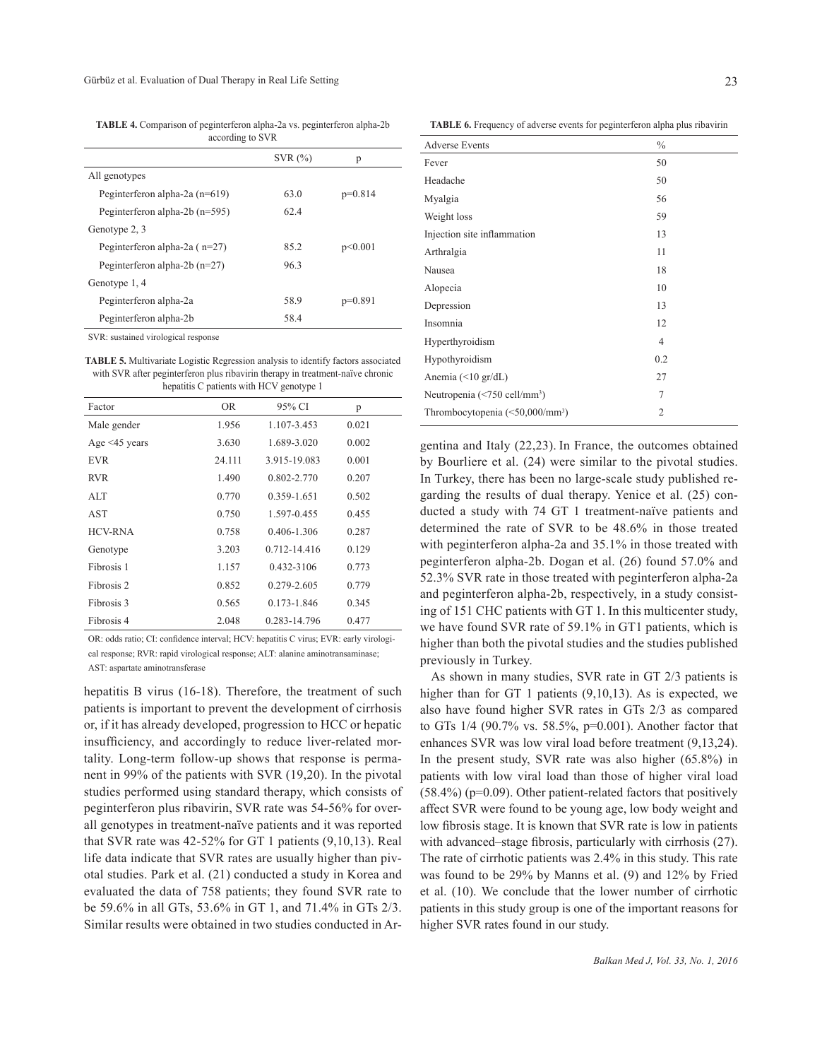**TABLE 4.** Comparison of peginterferon alpha-2a vs. peginterferon alpha-2b according to SVR

| | SVR (%) | p |
|---|---|---|
| All genotypes | | |
| Peginterferon alpha-2a (n=619) | 63.0 | p=0.814 |
| Peginterferon alpha-2b (n=595) | 62.4 | |
| Genotype 2, 3 | | |
| Peginterferon alpha-2a ( n=27) | 85.2 | p<0.001 |
| Peginterferon alpha-2b (n=27) | 96.3 | |
| Genotype 1, 4 | | |
| Peginterferon alpha-2a | 58.9 | p=0.891 |
| Peginterferon alpha-2b | 58.4 | |

SVR: sustained virological response

**TABLE 5.** Multivariate Logistic Regression analysis to identify factors associated with SVR after peginterferon plus ribavirin therapy in treatment-naïve chronic hepatitis C patients with HCV genotype 1

| Factor | OR | 95% CI | p |
|---|---|---|---|
| Male gender | 1.956 | 1.107-3.453 | 0.021 |
| Age <45 years | 3.630 | 1.689-3.020 | 0.002 |
| EVR | 24.111 | 3.915-19.083 | 0.001 |
| RVR | 1.490 | 0.802-2.770 | 0.207 |
| ALT | 0.770 | 0.359-1.651 | 0.502 |
| AST | 0.750 | 1.597-0.455 | 0.455 |
| HCV-RNA | 0.758 | 0.406-1.306 | 0.287 |
| Genotype | 3.203 | 0.712-14.416 | 0.129 |
| Fibrosis 1 | 1.157 | 0.432-3106 | 0.773 |
| Fibrosis 2 | 0.852 | 0.279-2.605 | 0.779 |
| Fibrosis 3 | 0.565 | 0.173-1.846 | 0.345 |
| Fibrosis 4 | 2.048 | 0.283-14.796 | 0.477 |

OR: odds ratio; CI: confidence interval; HCV: hepatitis C virus; EVR: early virological response; RVR: rapid virological response; ALT: alanine aminotransaminase; AST: aspartate aminotransferase

hepatitis B virus (16-18). Therefore, the treatment of such patients is important to prevent the development of cirrhosis or, if it has already developed, progression to HCC or hepatic insufficiency, and accordingly to reduce liver-related mortality. Long-term follow-up shows that response is permanent in 99% of the patients with SVR (19,20). In the pivotal studies performed using standard therapy, which consists of peginterferon plus ribavirin, SVR rate was 54-56% for overall genotypes in treatment-naïve patients and it was reported that SVR rate was 42-52% for GT 1 patients (9,10,13). Real life data indicate that SVR rates are usually higher than pivotal studies. Park et al. (21) conducted a study in Korea and evaluated the data of 758 patients; they found SVR rate to be 59.6% in all GTs, 53.6% in GT 1, and 71.4% in GTs 2/3. Similar results were obtained in two studies conducted in Argentina and Italy (22,23). In France, the outcomes obtained by Bourliere et al. (24) were similar to the pivotal studies. In Turkey, there has been no large-scale study published regarding the results of dual therapy. Yenice et al. (25) conducted a study with 74 GT 1 treatment-naïve patients and determined the rate of SVR to be 48.6% in those treated with peginterferon alpha-2a and 35.1% in those treated with peginterferon alpha-2b. Dogan et al. (26) found 57.0% and 52.3% SVR rate in those treated with peginterferon alpha-2a and peginterferon alpha-2b, respectively, in a study consisting of 151 CHC patients with GT 1. In this multicenter study, we have found SVR rate of 59.1% in GT1 patients, which is higher than both the pivotal studies and the studies published previously in Turkey.

**TABLE 6.** Frequency of adverse events for peginterferon alpha plus ribavirin

| Adverse Events | % |
|---|---|
| Fever | 50 |
| Headache | 50 |
| Myalgia | 56 |
| Weight loss | 59 |
| Injection site inflammation | 13 |
| Arthralgia | 11 |
| Nausea | 18 |
| Alopecia | 10 |
| Depression | 13 |
| Insomnia | 12 |
| Hyperthyroidism | 4 |
| Hypothyroidism | 0.2 |
| Anemia (<10 gr/dL) | 27 |
| Neutropenia (<750 cell/mm$^3$) | 7 |
| Thrombocytopenia (<50,000/mm$^3$) | 2 |

As shown in many studies, SVR rate in GT 2/3 patients is higher than for GT 1 patients (9,10,13). As is expected, we also have found higher SVR rates in GTs 2/3 as compared to GTs 1/4 (90.7% vs. 58.5%, p=0.001). Another factor that enhances SVR was low viral load before treatment (9,13,24). In the present study, SVR rate was also higher (65.8%) in patients with low viral load than those of higher viral load (58.4%) (p=0.09). Other patient-related factors that positively affect SVR were found to be young age, low body weight and low fibrosis stage. It is known that SVR rate is low in patients with advanced–stage fibrosis, particularly with cirrhosis (27). The rate of cirrhotic patients was 2.4% in this study. This rate was found to be 29% by Manns et al. (9) and 12% by Fried et al. (10). We conclude that the lower number of cirrhotic patients in this study group is one of the important reasons for higher SVR rates found in our study.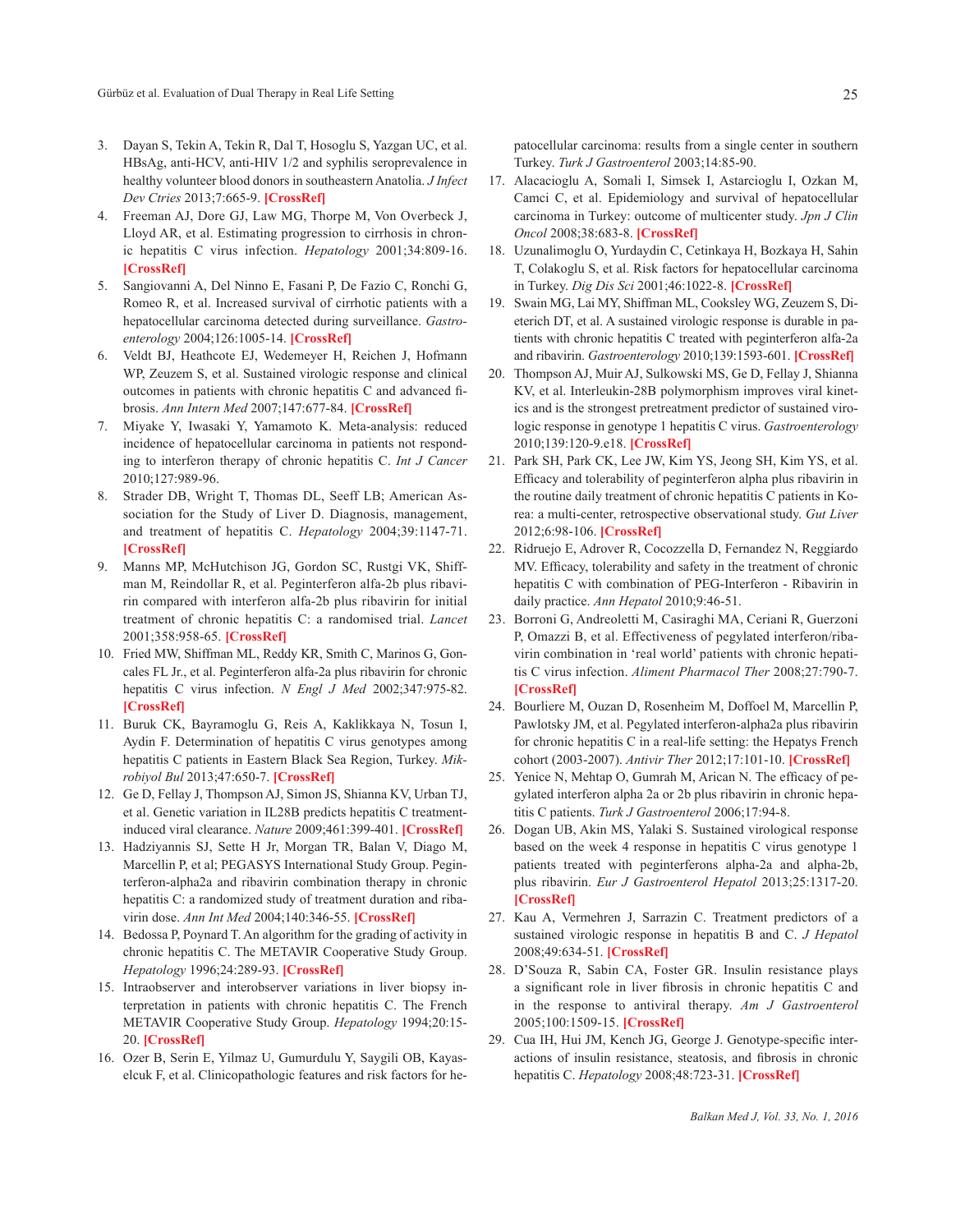3. Dayan S, Tekin A, Tekin R, Dal T, Hosoglu S, Yazgan UC, et al. HBsAg, anti-HCV, anti-HIV 1/2 and syphilis seroprevalence in healthy volunteer blood donors in southeastern Anatolia. *J Infect Dev Ctries* 2013;7:665-9. **[CrossRef]**
4. Freeman AJ, Dore GJ, Law MG, Thorpe M, Von Overbeck J, Lloyd AR, et al. Estimating progression to cirrhosis in chronic hepatitis C virus infection. *Hepatology* 2001;34:809-16. **[CrossRef]**
5. Sangiovanni A, Del Ninno E, Fasani P, De Fazio C, Ronchi G, Romeo R, et al. Increased survival of cirrhotic patients with a hepatocellular carcinoma detected during surveillance. *Gastroenterology* 2004;126:1005-14. **[CrossRef]**
6. Veldt BJ, Heathcote EJ, Wedemeyer H, Reichen J, Hofmann WP, Zeuzem S, et al. Sustained virologic response and clinical outcomes in patients with chronic hepatitis C and advanced fibrosis. *Ann Intern Med* 2007;147:677-84. **[CrossRef]**
7. Miyake Y, Iwasaki Y, Yamamoto K. Meta-analysis: reduced incidence of hepatocellular carcinoma in patients not responding to interferon therapy of chronic hepatitis C. *Int J Cancer* 2010;127:989-96.
8. Strader DB, Wright T, Thomas DL, Seeff LB; American Association for the Study of Liver D. Diagnosis, management, and treatment of hepatitis C. *Hepatology* 2004;39:1147-71. **[CrossRef]**
9. Manns MP, McHutchison JG, Gordon SC, Rustgi VK, Shiffman M, Reindollar R, et al. Peginterferon alfa-2b plus ribavirin compared with interferon alfa-2b plus ribavirin for initial treatment of chronic hepatitis C: a randomised trial. *Lancet* 2001;358:958-65. **[CrossRef]**
10. Fried MW, Shiffman ML, Reddy KR, Smith C, Marinos G, Goncales FL Jr., et al. Peginterferon alfa-2a plus ribavirin for chronic hepatitis C virus infection. *N Engl J Med* 2002;347:975-82. **[CrossRef]**
11. Buruk CK, Bayramoglu G, Reis A, Kaklikkaya N, Tosun I, Aydin F. Determination of hepatitis C virus genotypes among hepatitis C patients in Eastern Black Sea Region, Turkey. *Mikrobiyol Bul* 2013;47:650-7. **[CrossRef]**
12. Ge D, Fellay J, Thompson AJ, Simon JS, Shianna KV, Urban TJ, et al. Genetic variation in IL28B predicts hepatitis C treatment-induced viral clearance. *Nature* 2009;461:399-401. **[CrossRef]**
13. Hadziyannis SJ, Sette H Jr, Morgan TR, Balan V, Diago M, Marcellin P, et al; PEGASYS International Study Group. Peginterferon-alpha2a and ribavirin combination therapy in chronic hepatitis C: a randomized study of treatment duration and ribavirin dose. *Ann Int Med* 2004;140:346-55. **[CrossRef]**
14. Bedossa P, Poynard T. An algorithm for the grading of activity in chronic hepatitis C. The METAVIR Cooperative Study Group. *Hepatology* 1996;24:289-93. **[CrossRef]**
15. Intraobserver and interobserver variations in liver biopsy interpretation in patients with chronic hepatitis C. The French METAVIR Cooperative Study Group. *Hepatology* 1994;20:15-20. **[CrossRef]**
16. Ozer B, Serin E, Yilmaz U, Gumurdulu Y, Saygili OB, Kayaselcuk F, et al. Clinicopathologic features and risk factors for hepatocellular carcinoma: results from a single center in southern Turkey. *Turk J Gastroenterol* 2003;14:85-90.
17. Alacacioglu A, Somali I, Simsek I, Astarcioglu I, Ozkan M, Camci C, et al. Epidemiology and survival of hepatocellular carcinoma in Turkey: outcome of multicenter study. *Jpn J Clin Oncol* 2008;38:683-8. **[CrossRef]**
18. Uzunalimoglu O, Yurdaydin C, Cetinkaya H, Bozkaya H, Sahin T, Colakoglu S, et al. Risk factors for hepatocellular carcinoma in Turkey. *Dig Dis Sci* 2001;46:1022-8. **[CrossRef]**
19. Swain MG, Lai MY, Shiffman ML, Cooksley WG, Zeuzem S, Dieterich DT, et al. A sustained virologic response is durable in patients with chronic hepatitis C treated with peginterferon alfa-2a and ribavirin. *Gastroenterology* 2010;139:1593-601. **[CrossRef]**
20. Thompson AJ, Muir AJ, Sulkowski MS, Ge D, Fellay J, Shianna KV, et al. Interleukin-28B polymorphism improves viral kinetics and is the strongest pretreatment predictor of sustained virologic response in genotype 1 hepatitis C virus. *Gastroenterology* 2010;139:120-9.e18. **[CrossRef]**
21. Park SH, Park CK, Lee JW, Kim YS, Jeong SH, Kim YS, et al. Efficacy and tolerability of peginterferon alpha plus ribavirin in the routine daily treatment of chronic hepatitis C patients in Korea: a multi-center, retrospective observational study. *Gut Liver* 2012;6:98-106. **[CrossRef]**
22. Ridruejo E, Adrover R, Cocozzella D, Fernandez N, Reggiardo MV. Efficacy, tolerability and safety in the treatment of chronic hepatitis C with combination of PEG-Interferon - Ribavirin in daily practice. *Ann Hepatol* 2010;9:46-51.
23. Borroni G, Andreoletti M, Casiraghi MA, Ceriani R, Guerzoni P, Omazzi B, et al. Effectiveness of pegylated interferon/ribavirin combination in 'real world' patients with chronic hepatitis C virus infection. *Aliment Pharmacol Ther* 2008;27:790-7. **[CrossRef]**
24. Bourliere M, Ouzan D, Rosenheim M, Doffoel M, Marcellin P, Pawlotsky JM, et al. Pegylated interferon-alpha2a plus ribavirin for chronic hepatitis C in a real-life setting: the Hepatys French cohort (2003-2007). *Antivir Ther* 2012;17:101-10. **[CrossRef]**
25. Yenice N, Mehtap O, Gumrah M, Arican N. The efficacy of pegylated interferon alpha 2a or 2b plus ribavirin in chronic hepatitis C patients. *Turk J Gastroenterol* 2006;17:94-8.
26. Dogan UB, Akin MS, Yalaki S. Sustained virological response based on the week 4 response in hepatitis C virus genotype 1 patients treated with peginterferons alpha-2a and alpha-2b, plus ribavirin. *Eur J Gastroenterol Hepatol* 2013;25:1317-20. **[CrossRef]**
27. Kau A, Vermehren J, Sarrazin C. Treatment predictors of a sustained virologic response in hepatitis B and C. *J Hepatol* 2008;49:634-51. **[CrossRef]**
28. D'Souza R, Sabin CA, Foster GR. Insulin resistance plays a significant role in liver fibrosis in chronic hepatitis C and in the response to antiviral therapy. *Am J Gastroenterol* 2005;100:1509-15. **[CrossRef]**
29. Cua IH, Hui JM, Kench JG, George J. Genotype-specific interactions of insulin resistance, steatosis, and fibrosis in chronic hepatitis C. *Hepatology* 2008;48:723-31. **[CrossRef]**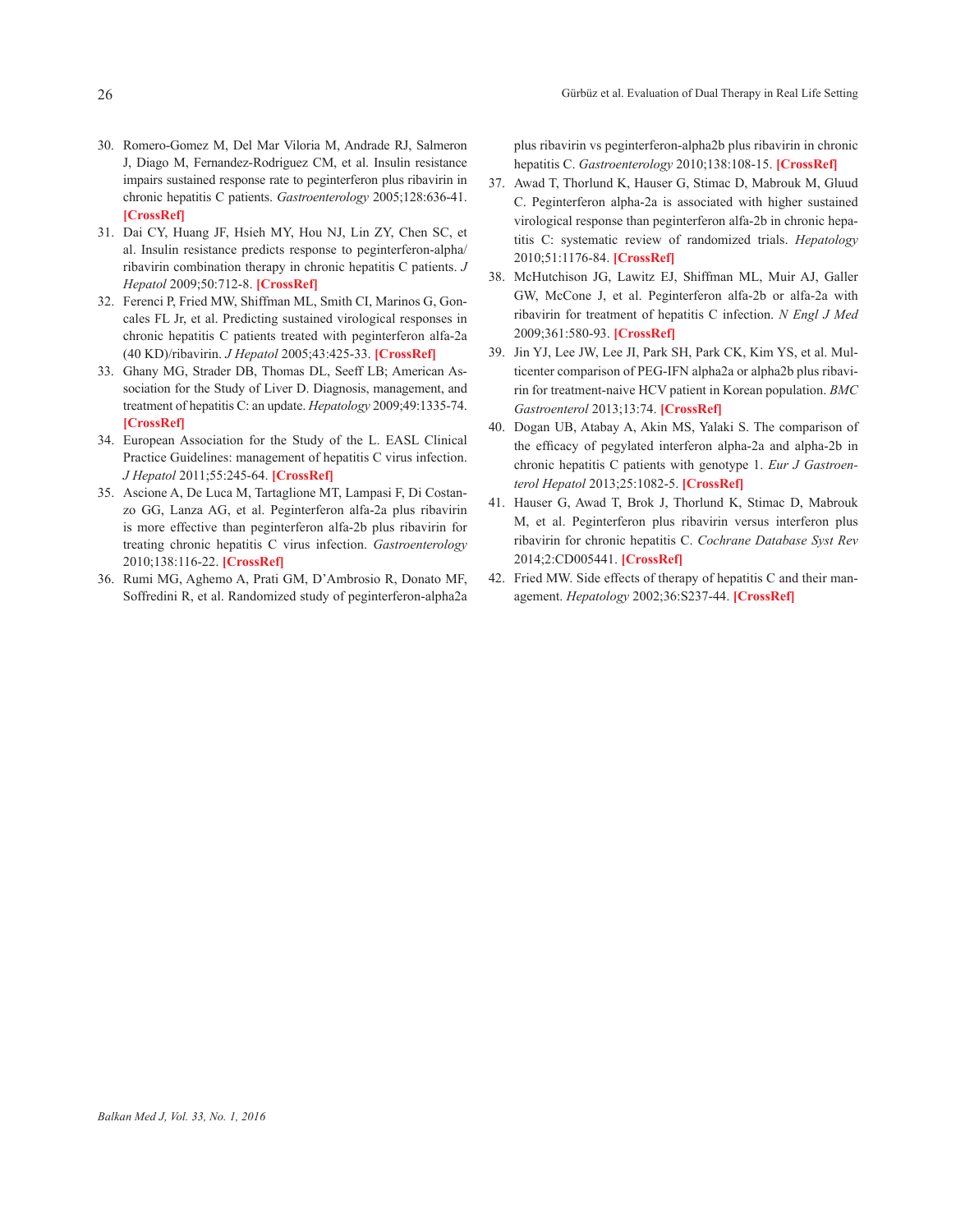30. Romero-Gomez M, Del Mar Viloria M, Andrade RJ, Salmeron J, Diago M, Fernandez-Rodriguez CM, et al. Insulin resistance impairs sustained response rate to peginterferon plus ribavirin in chronic hepatitis C patients. *Gastroenterology* 2005;128:636-41. **[CrossRef]**
31. Dai CY, Huang JF, Hsieh MY, Hou NJ, Lin ZY, Chen SC, et al. Insulin resistance predicts response to peginterferon-alpha/ribavirin combination therapy in chronic hepatitis C patients. *J Hepatol* 2009;50:712-8. **[CrossRef]**
32. Ferenci P, Fried MW, Shiffman ML, Smith CI, Marinos G, Goncales FL Jr, et al. Predicting sustained virological responses in chronic hepatitis C patients treated with peginterferon alfa-2a (40 KD)/ribavirin. *J Hepatol* 2005;43:425-33. **[CrossRef]**
33. Ghany MG, Strader DB, Thomas DL, Seeff LB; American Association for the Study of Liver D. Diagnosis, management, and treatment of hepatitis C: an update. *Hepatology* 2009;49:1335-74. **[CrossRef]**
34. European Association for the Study of the L. EASL Clinical Practice Guidelines: management of hepatitis C virus infection. *J Hepatol* 2011;55:245-64. **[CrossRef]**
35. Ascione A, De Luca M, Tartaglione MT, Lampasi F, Di Costanzo GG, Lanza AG, et al. Peginterferon alfa-2a plus ribavirin is more effective than peginterferon alfa-2b plus ribavirin for treating chronic hepatitis C virus infection. *Gastroenterology* 2010;138:116-22. **[CrossRef]**
36. Rumi MG, Aghemo A, Prati GM, D'Ambrosio R, Donato MF, Soffredini R, et al. Randomized study of peginterferon-alpha2a plus ribavirin vs peginterferon-alpha2b plus ribavirin in chronic hepatitis C. *Gastroenterology* 2010;138:108-15. **[CrossRef]**
37. Awad T, Thorlund K, Hauser G, Stimac D, Mabrouk M, Gluud C. Peginterferon alpha-2a is associated with higher sustained virological response than peginterferon alfa-2b in chronic hepatitis C: systematic review of randomized trials. *Hepatology* 2010;51:1176-84. **[CrossRef]**
38. McHutchison JG, Lawitz EJ, Shiffman ML, Muir AJ, Galler GW, McCone J, et al. Peginterferon alfa-2b or alfa-2a with ribavirin for treatment of hepatitis C infection. *N Engl J Med* 2009;361:580-93. **[CrossRef]**
39. Jin YJ, Lee JW, Lee JI, Park SH, Park CK, Kim YS, et al. Multicenter comparison of PEG-IFN alpha2a or alpha2b plus ribavirin for treatment-naive HCV patient in Korean population. *BMC Gastroenterol* 2013;13:74. **[CrossRef]**
40. Dogan UB, Atabay A, Akin MS, Yalaki S. The comparison of the efficacy of pegylated interferon alpha-2a and alpha-2b in chronic hepatitis C patients with genotype 1. *Eur J Gastroenterol Hepatol* 2013;25:1082-5. **[CrossRef]**
41. Hauser G, Awad T, Brok J, Thorlund K, Stimac D, Mabrouk M, et al. Peginterferon plus ribavirin versus interferon plus ribavirin for chronic hepatitis C. *Cochrane Database Syst Rev* 2014;2:CD005441. **[CrossRef]**
42. Fried MW. Side effects of therapy of hepatitis C and their management. *Hepatology* 2002;36:S237-44. **[CrossRef]**